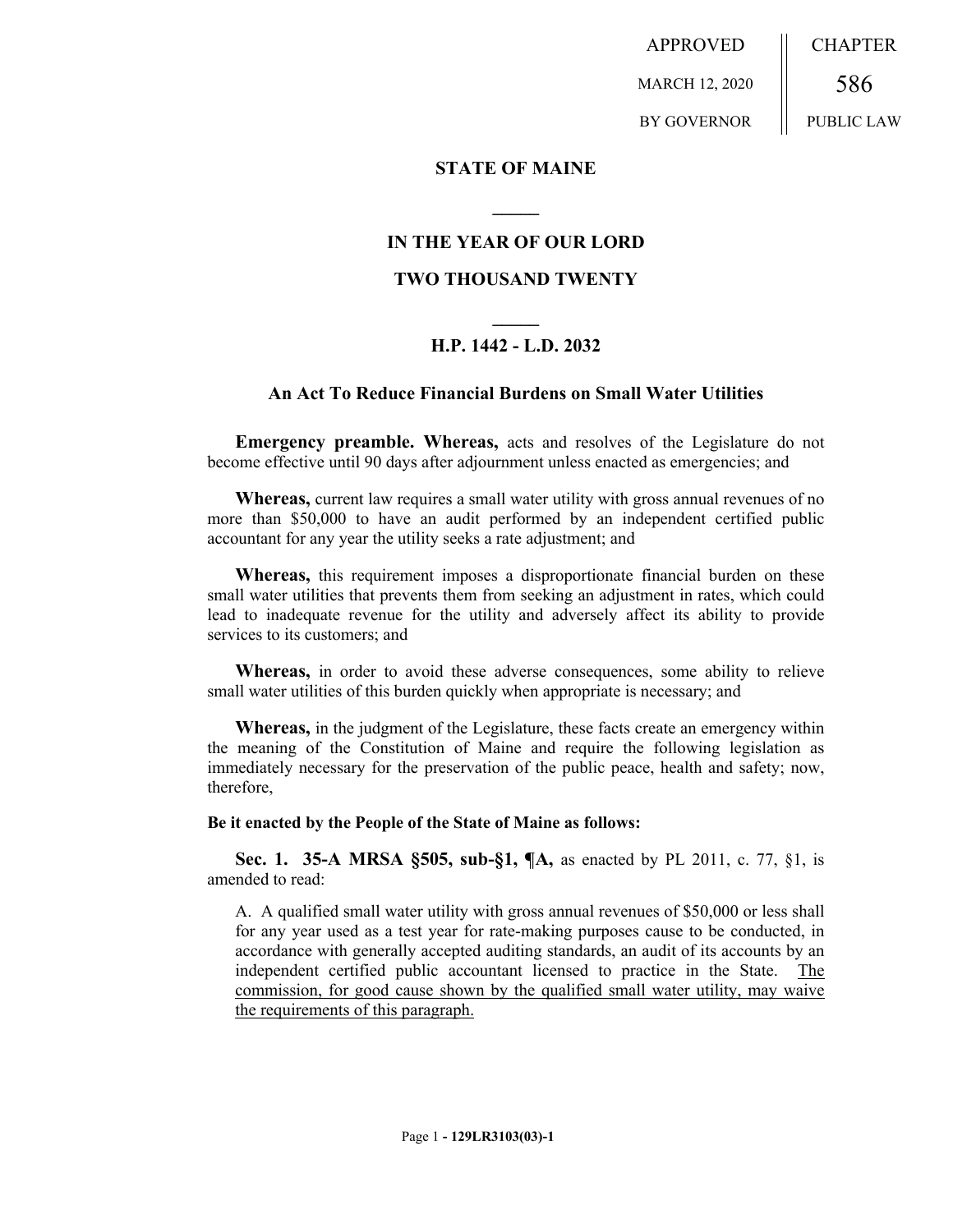APPROVED

MARCH 12, 2020

BY GOVERNOR

CHAPTER

586

PUBLIC LAW

## STATE OF MAINE

**IN THE YEAR OF OUR LORD**

**TWO THOUSAND TWENTY**

**H.P. 1442 - L.D. 2032**

### An Act To Reduce Financial Burdens on Small Water Utilities

**Emergency preamble. Whereas,** acts and resolves of the Legislature do not become effective until 90 days after adjournment unless enacted as emergencies; and

**Whereas,** current law requires a small water utility with gross annual revenues of no more than $50,000 to have an audit performed by an independent certified public accountant for any year the utility seeks a rate adjustment; and

**Whereas,** this requirement imposes a disproportionate financial burden on these small water utilities that prevents them from seeking an adjustment in rates, which could lead to inadequate revenue for the utility and adversely affect its ability to provide services to its customers; and

**Whereas,** in order to avoid these adverse consequences, some ability to relieve small water utilities of this burden quickly when appropriate is necessary; and

**Whereas,** in the judgment of the Legislature, these facts create an emergency within the meaning of the Constitution of Maine and require the following legislation as immediately necessary for the preservation of the public peace, health and safety; now, therefore,

**Be it enacted by the People of the State of Maine as follows:**

**Sec. 1. 35-A MRSA §505, sub-§1, ¶A,** as enacted by PL 2011, c. 77, §1, is amended to read:

A. A qualified small water utility with gross annual revenues of $50,000 or less shall for any year used as a test year for rate-making purposes cause to be conducted, in accordance with generally accepted auditing standards, an audit of its accounts by an independent certified public accountant licensed to practice in the State. The commission, for good cause shown by the qualified small water utility, may waive the requirements of this paragraph.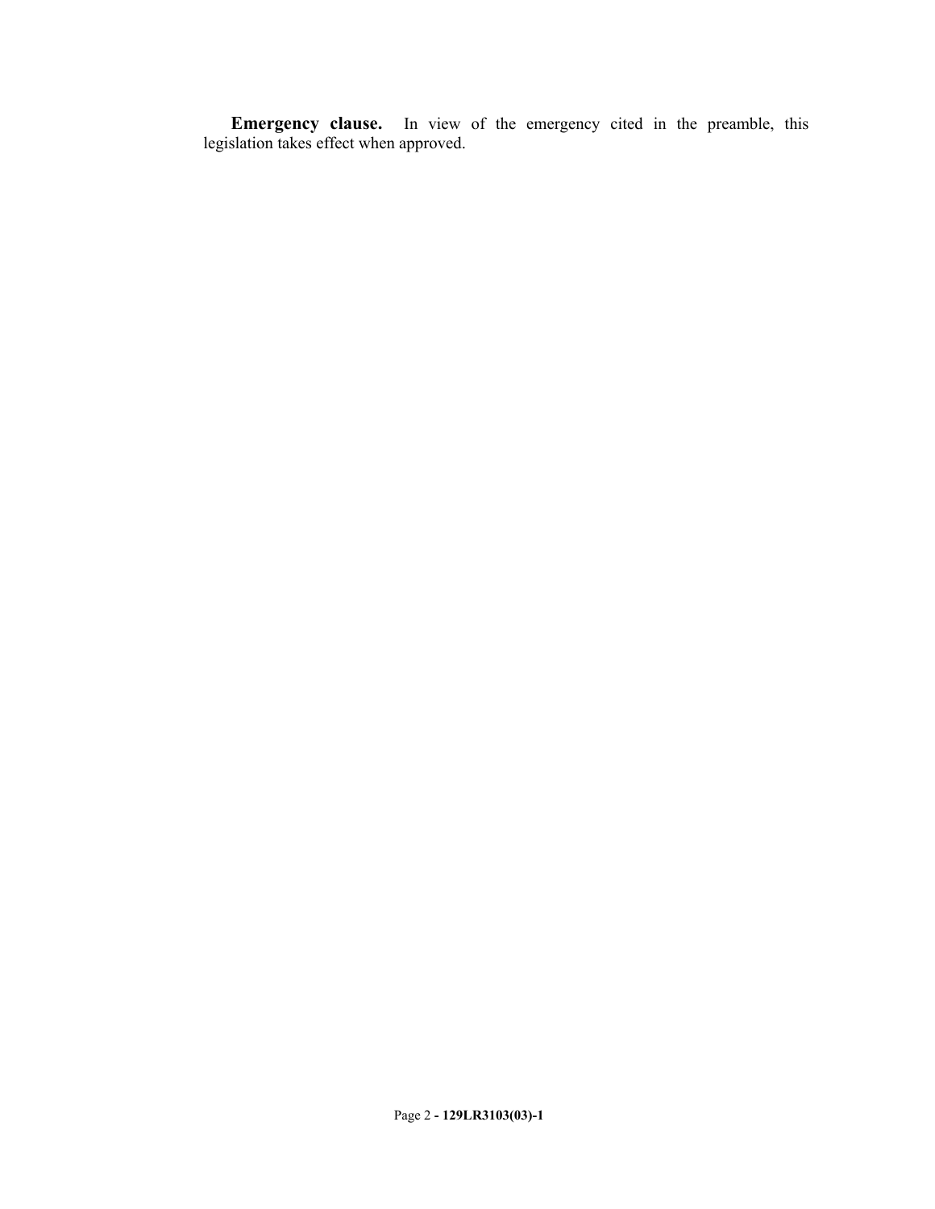**Emergency clause.** In view of the emergency cited in the preamble, this legislation takes effect when approved.